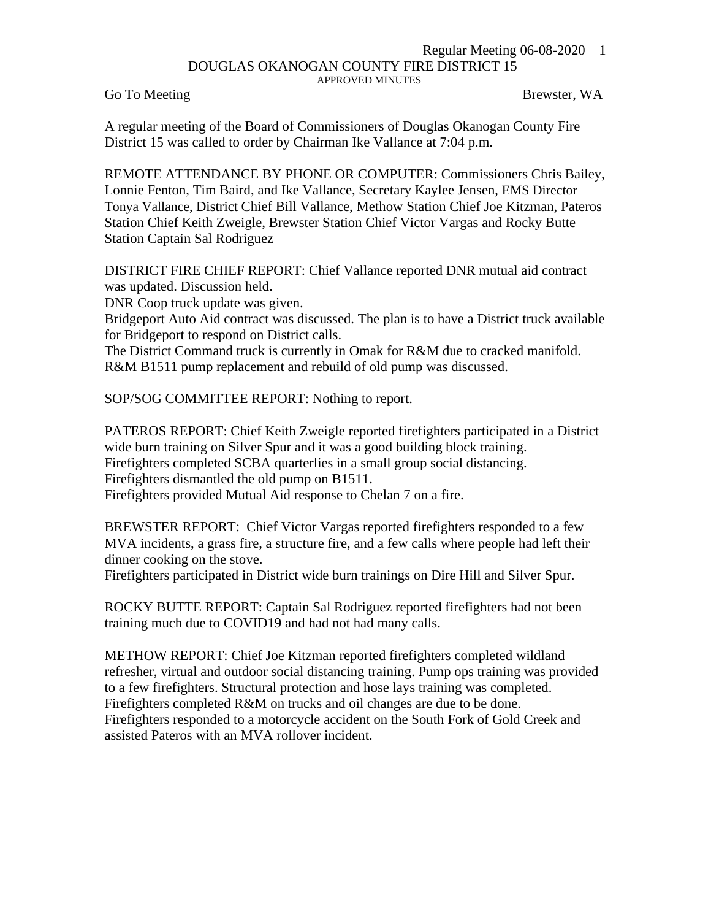# DOUGLAS OKANOGAN COUNTY FIRE DISTRICT 15

APPROVED MINUTES

Go To Meeting Brewster, WA

A regular meeting of the Board of Commissioners of Douglas Okanogan County Fire District 15 was called to order by Chairman Ike Vallance at 7:04 p.m.

REMOTE ATTENDANCE BY PHONE OR COMPUTER: Commissioners Chris Bailey, Lonnie Fenton, Tim Baird, and Ike Vallance, Secretary Kaylee Jensen, EMS Director Tonya Vallance, District Chief Bill Vallance, Methow Station Chief Joe Kitzman, Pateros Station Chief Keith Zweigle, Brewster Station Chief Victor Vargas and Rocky Butte Station Captain Sal Rodriguez

DISTRICT FIRE CHIEF REPORT: Chief Vallance reported DNR mutual aid contract was updated. Discussion held.
DNR Coop truck update was given.
Bridgeport Auto Aid contract was discussed. The plan is to have a District truck available for Bridgeport to respond on District calls.
The District Command truck is currently in Omak for R&M due to cracked manifold.
R&M B1511 pump replacement and rebuild of old pump was discussed.

SOP/SOG COMMITTEE REPORT: Nothing to report.

PATEROS REPORT: Chief Keith Zweigle reported firefighters participated in a District wide burn training on Silver Spur and it was a good building block training.
Firefighters completed SCBA quarterlies in a small group social distancing.
Firefighters dismantled the old pump on B1511.
Firefighters provided Mutual Aid response to Chelan 7 on a fire.

BREWSTER REPORT: Chief Victor Vargas reported firefighters responded to a few MVA incidents, a grass fire, a structure fire, and a few calls where people had left their dinner cooking on the stove.
Firefighters participated in District wide burn trainings on Dire Hill and Silver Spur.

ROCKY BUTTE REPORT: Captain Sal Rodriguez reported firefighters had not been training much due to COVID19 and had not had many calls.

METHOW REPORT: Chief Joe Kitzman reported firefighters completed wildland refresher, virtual and outdoor social distancing training. Pump ops training was provided to a few firefighters. Structural protection and hose lays training was completed.
Firefighters completed R&M on trucks and oil changes are due to be done.
Firefighters responded to a motorcycle accident on the South Fork of Gold Creek and assisted Pateros with an MVA rollover incident.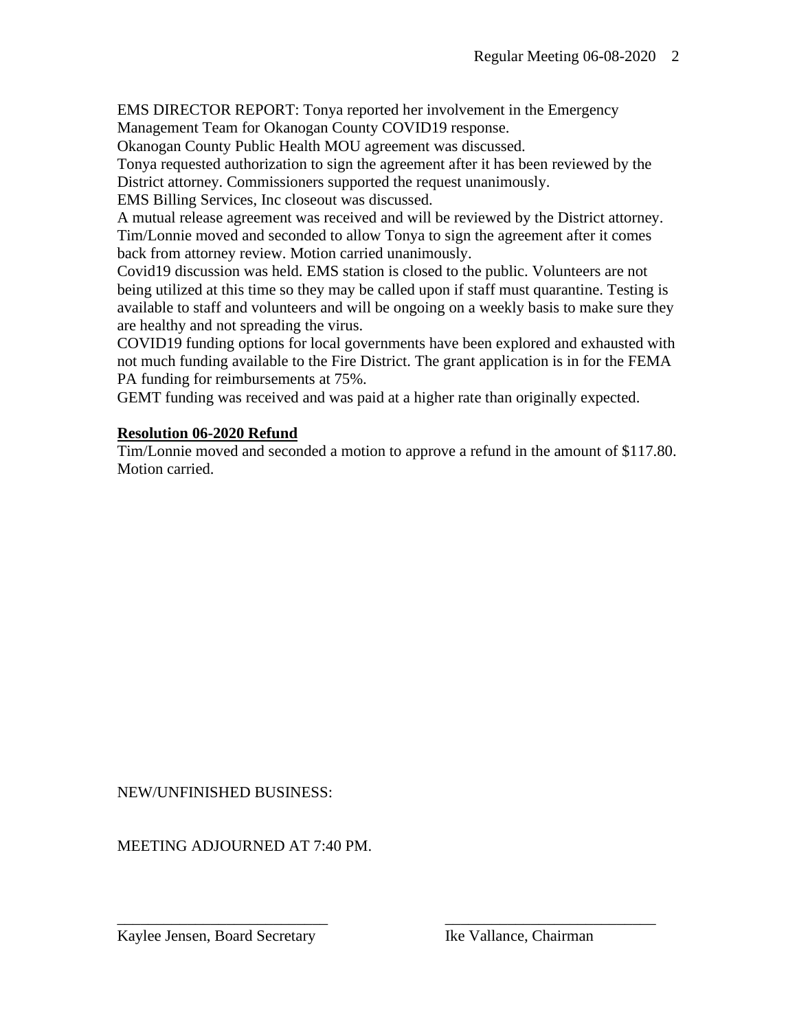EMS DIRECTOR REPORT: Tonya reported her involvement in the Emergency Management Team for Okanogan County COVID19 response.
Okanogan County Public Health MOU agreement was discussed.
Tonya requested authorization to sign the agreement after it has been reviewed by the District attorney. Commissioners supported the request unanimously.
EMS Billing Services, Inc closeout was discussed.
A mutual release agreement was received and will be reviewed by the District attorney. Tim/Lonnie moved and seconded to allow Tonya to sign the agreement after it comes back from attorney review. Motion carried unanimously.
Covid19 discussion was held. EMS station is closed to the public. Volunteers are not being utilized at this time so they may be called upon if staff must quarantine. Testing is available to staff and volunteers and will be ongoing on a weekly basis to make sure they are healthy and not spreading the virus.
COVID19 funding options for local governments have been explored and exhausted with not much funding available to the Fire District. The grant application is in for the FEMA PA funding for reimbursements at 75%.
GEMT funding was received and was paid at a higher rate than originally expected.

**Resolution 06-2020 Refund**
Tim/Lonnie moved and seconded a motion to approve a refund in the amount of $117.80. Motion carried.

NEW/UNFINISHED BUSINESS:

MEETING ADJOURNED AT 7:40 PM.

\_\_\_\_\_\_\_\_\_\_\_\_\_\_\_\_\_\_\_\_\_\_\_\_\_\_\_ \_\_\_\_\_\_\_\_\_\_\_\_\_\_\_\_\_\_\_\_\_\_\_\_\_\_\_
Kaylee Jensen, Board Secretary Ike Vallance, Chairman